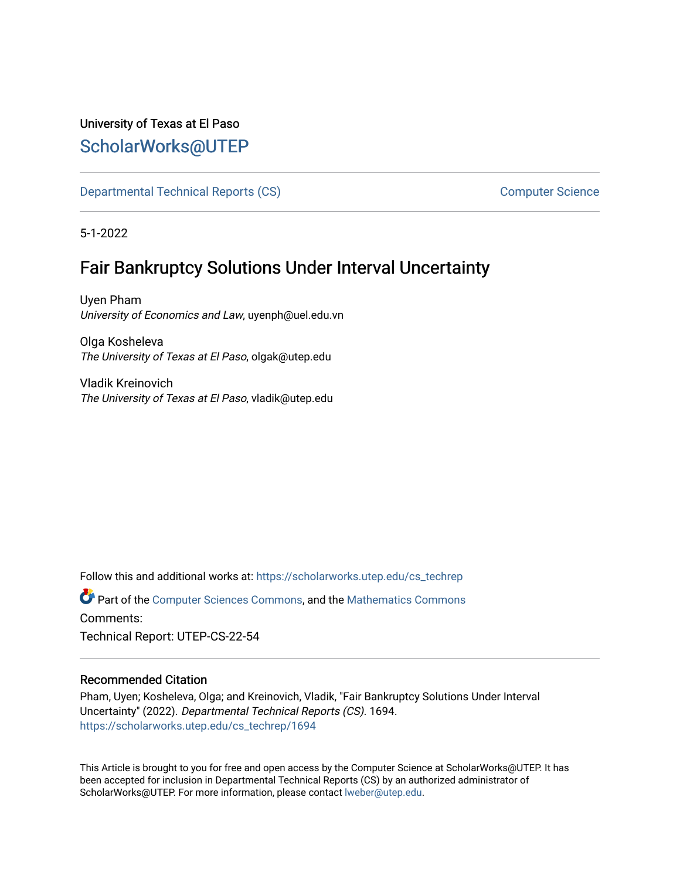University of Texas at El Paso

## ScholarWorks@UTEP

Departmental Technical Reports (CS) | Computer Science

5-1-2022

# Fair Bankruptcy Solutions Under Interval Uncertainty

Uyen Pham
*University of Economics and Law*, uyenph@uel.edu.vn

Olga Kosheleva
*The University of Texas at El Paso*, olgak@utep.edu

Vladik Kreinovich
*The University of Texas at El Paso*, vladik@utep.edu

Follow this and additional works at: https://scholarworks.utep.edu/cs_techrep

Part of the Computer Sciences Commons, and the Mathematics Commons

Comments:

Technical Report: UTEP-CS-22-54

### Recommended Citation

Pham, Uyen; Kosheleva, Olga; and Kreinovich, Vladik, "Fair Bankruptcy Solutions Under Interval Uncertainty" (2022). *Departmental Technical Reports (CS)*. 1694.
https://scholarworks.utep.edu/cs_techrep/1694

This Article is brought to you for free and open access by the Computer Science at ScholarWorks@UTEP. It has been accepted for inclusion in Departmental Technical Reports (CS) by an authorized administrator of ScholarWorks@UTEP. For more information, please contact lweber@utep.edu.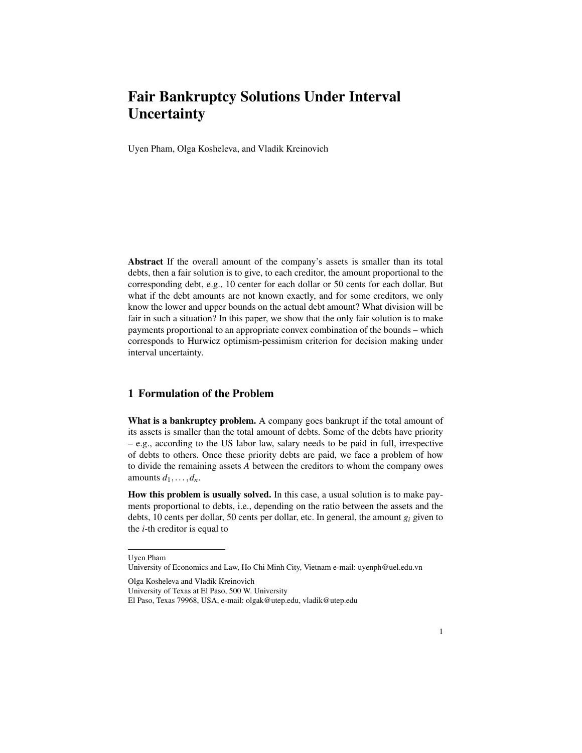# Fair Bankruptcy Solutions Under Interval Uncertainty

Uyen Pham, Olga Kosheleva, and Vladik Kreinovich

**Abstract** If the overall amount of the company's assets is smaller than its total debts, then a fair solution is to give, to each creditor, the amount proportional to the corresponding debt, e.g., 10 center for each dollar or 50 cents for each dollar. But what if the debt amounts are not known exactly, and for some creditors, we only know the lower and upper bounds on the actual debt amount? What division will be fair in such a situation? In this paper, we show that the only fair solution is to make payments proportional to an appropriate convex combination of the bounds – which corresponds to Hurwicz optimism-pessimism criterion for decision making under interval uncertainty.

## 1 Formulation of the Problem

**What is a bankruptcy problem.** A company goes bankrupt if the total amount of its assets is smaller than the total amount of debts. Some of the debts have priority – e.g., according to the US labor law, salary needs to be paid in full, irrespective of debts to others. Once these priority debts are paid, we face a problem of how to divide the remaining assets $A$ between the creditors to whom the company owes amounts $d_1, \ldots, d_n$.

**How this problem is usually solved.** In this case, a usual solution is to make payments proportional to debts, i.e., depending on the ratio between the assets and the debts, 10 cents per dollar, 50 cents per dollar, etc. In general, the amount $g_i$ given to the $i$-th creditor is equal to

---

Uyen Pham
University of Economics and Law, Ho Chi Minh City, Vietnam e-mail: uyenph@uel.edu.vn

Olga Kosheleva and Vladik Kreinovich
University of Texas at El Paso, 500 W. University
El Paso, Texas 79968, USA, e-mail: olgak@utep.edu, vladik@utep.edu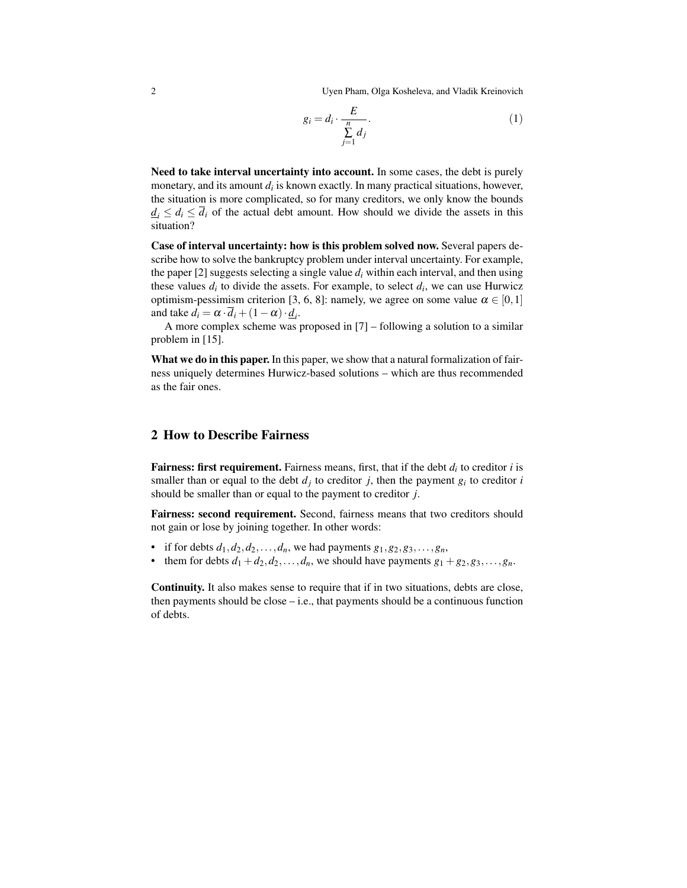$$g_i = d_i \cdot \frac{E}{\sum\limits_{j=1}^{n} d_j}. \tag{1}$$

**Need to take interval uncertainty into account.** In some cases, the debt is purely monetary, and its amount $d_i$ is known exactly. In many practical situations, however, the situation is more complicated, so for many creditors, we only know the bounds $\underline{d}_i \le d_i \le \overline{d}_i$ of the actual debt amount. How should we divide the assets in this situation?

**Case of interval uncertainty: how is this problem solved now.** Several papers describe how to solve the bankruptcy problem under interval uncertainty. For example, the paper [2] suggests selecting a single value $d_i$ within each interval, and then using these values $d_i$ to divide the assets. For example, to select $d_i$, we can use Hurwicz optimism-pessimism criterion [3, 6, 8]: namely, we agree on some value $\alpha \in [0,1]$ and take $d_i = \alpha \cdot \overline{d}_i + (1-\alpha) \cdot \underline{d}_i$.

A more complex scheme was proposed in [7] – following a solution to a similar problem in [15].

**What we do in this paper.** In this paper, we show that a natural formalization of fairness uniquely determines Hurwicz-based solutions – which are thus recommended as the fair ones.

## 2 How to Describe Fairness

**Fairness: first requirement.** Fairness means, first, that if the debt $d_i$ to creditor $i$ is smaller than or equal to the debt $d_j$ to creditor $j$, then the payment $g_i$ to creditor $i$ should be smaller than or equal to the payment to creditor $j$.

**Fairness: second requirement.** Second, fairness means that two creditors should not gain or lose by joining together. In other words:

- if for debts $d_1, d_2, d_2, \ldots, d_n$, we had payments $g_1, g_2, g_3, \ldots, g_n$,
- them for debts $d_1 + d_2, d_2, \ldots, d_n$, we should have payments $g_1 + g_2, g_3, \ldots, g_n$.

**Continuity.** It also makes sense to require that if in two situations, debts are close, then payments should be close – i.e., that payments should be a continuous function of debts.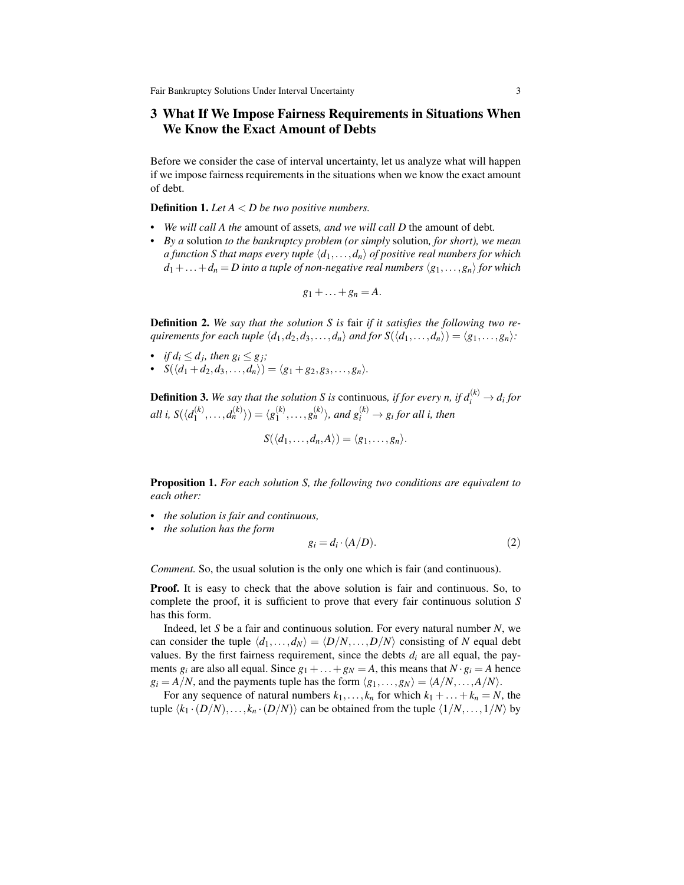## 3 What If We Impose Fairness Requirements in Situations When We Know the Exact Amount of Debts

Before we consider the case of interval uncertainty, let us analyze what will happen if we impose fairness requirements in the situations when we know the exact amount of debt.

**Definition 1.** *Let $A < D$ be two positive numbers.*

- *We will call $A$ the* amount of assets*, and we will call $D$* the amount of debt*.*
- *By a* solution *to the bankruptcy problem (or simply* solution*, for short), we mean a function $S$ that maps every tuple $\langle d_1, \ldots, d_n \rangle$ of positive real numbers for which $d_1 + \ldots + d_n = D$ into a tuple of non-negative real numbers $\langle g_1, \ldots, g_n \rangle$ for which*

$$g_1 + \ldots + g_n = A.$$

**Definition 2.** *We say that the solution $S$ is* fair *if it satisfies the following two requirements for each tuple $\langle d_1, d_2, d_3, \ldots, d_n \rangle$ and for $S(\langle d_1, \ldots, d_n \rangle) = \langle g_1, \ldots, g_n \rangle$:*

- *if $d_i \le d_j$, then $g_i \le g_j$;*
- *$S(\langle d_1 + d_2, d_3, \ldots, d_n \rangle) = \langle g_1 + g_2, g_3, \ldots, g_n \rangle$.*

**Definition 3.** *We say that the solution $S$ is* continuous*, if for every $n$, if $d_i^{(k)} \to d_i$ for all $i$, $S(\langle d_1^{(k)}, \ldots, d_n^{(k)} \rangle) = \langle g_1^{(k)}, \ldots, g_n^{(k)} \rangle$, and $g_i^{(k)} \to g_i$ for all $i$, then*

$$S(\langle d_1, \ldots, d_n, A \rangle) = \langle g_1, \ldots, g_n \rangle.$$

**Proposition 1.** *For each solution $S$, the following two conditions are equivalent to each other:*

- *the solution is fair and continuous,*
- *the solution has the form*

$$g_i = d_i \cdot (A/D). \tag{2}$$

*Comment.* So, the usual solution is the only one which is fair (and continuous).

**Proof.** It is easy to check that the above solution is fair and continuous. So, to complete the proof, it is sufficient to prove that every fair continuous solution $S$ has this form.

Indeed, let $S$ be a fair and continuous solution. For every natural number $N$, we can consider the tuple $\langle d_1, \ldots, d_N \rangle = \langle D/N, \ldots, D/N \rangle$ consisting of $N$ equal debt values. By the first fairness requirement, since the debts $d_i$ are all equal, the payments $g_i$ are also all equal. Since $g_1 + \ldots + g_N = A$, this means that $N \cdot g_i = A$ hence $g_i = A/N$, and the payments tuple has the form $\langle g_1, \ldots, g_N \rangle = \langle A/N, \ldots, A/N \rangle$.

For any sequence of natural numbers $k_1, \ldots, k_n$ for which $k_1 + \ldots + k_n = N$, the tuple $\langle k_1 \cdot (D/N), \ldots, k_n \cdot (D/N) \rangle$ can be obtained from the tuple $\langle 1/N, \ldots, 1/N \rangle$ by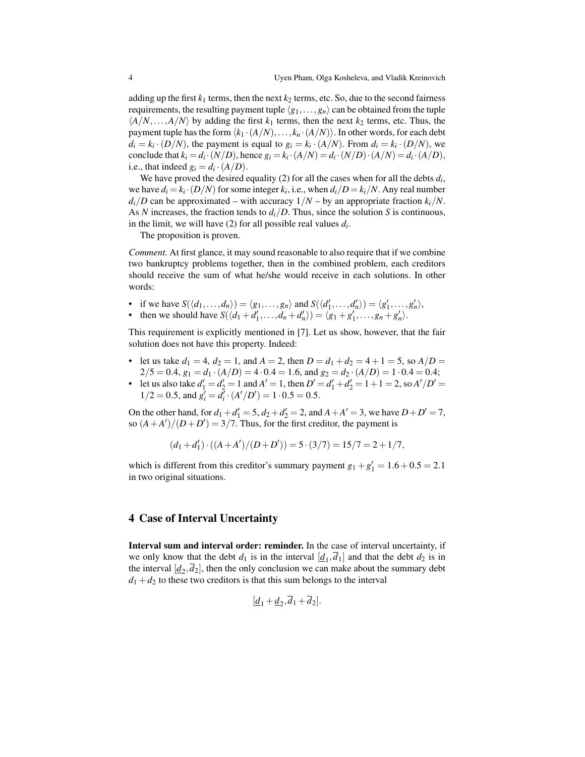adding up the first $k_1$ terms, then the next $k_2$ terms, etc. So, due to the second fairness requirements, the resulting payment tuple $\langle g_1, \ldots, g_n \rangle$ can be obtained from the tuple $\langle A/N, \ldots, A/N \rangle$ by adding the first $k_1$ terms, then the next $k_2$ terms, etc. Thus, the payment tuple has the form $\langle k_1 \cdot (A/N), \ldots, k_n \cdot (A/N) \rangle$. In other words, for each debt $d_i = k_i \cdot (D/N)$, the payment is equal to $g_i = k_i \cdot (A/N)$. From $d_i = k_i \cdot (D/N)$, we conclude that $k_i = d_i \cdot (N/D)$, hence $g_i = k_i \cdot (A/N) = d_i \cdot (N/D) \cdot (A/N) = d_i \cdot (A/D)$, i.e., that indeed $g_i = d_i \cdot (A/D)$.

We have proved the desired equality (2) for all the cases when for all the debts $d_i$, we have $d_i = k_i \cdot (D/N)$ for some integer $k_i$, i.e., when $d_i/D = k_i/N$. Any real number $d_i/D$ can be approximated – with accuracy $1/N$ – by an appropriate fraction $k_i/N$. As $N$ increases, the fraction tends to $d_i/D$. Thus, since the solution $S$ is continuous, in the limit, we will have (2) for all possible real values $d_i$.

The proposition is proven.

*Comment.* At first glance, it may sound reasonable to also require that if we combine two bankruptcy problems together, then in the combined problem, each creditors should receive the sum of what he/she would receive in each solutions. In other words:

- if we have $S(\langle d_1, \ldots, d_n \rangle) = \langle g_1, \ldots, g_n \rangle$ and $S(\langle d'_1, \ldots, d'_n \rangle) = \langle g'_1, \ldots, g'_n \rangle$,
- then we should have $S(\langle d_1 + d'_1, \ldots, d_n + d'_n \rangle) = \langle g_1 + g'_1, \ldots, g_n + g'_n \rangle$.

This requirement is explicitly mentioned in [7]. Let us show, however, that the fair solution does not have this property. Indeed:

- let us take $d_1 = 4$, $d_2 = 1$, and $A = 2$, then $D = d_1 + d_2 = 4 + 1 = 5$, so $A/D = 2/5 = 0.4$, $g_1 = d_1 \cdot (A/D) = 4 \cdot 0.4 = 1.6$, and $g_2 = d_2 \cdot (A/D) = 1 \cdot 0.4 = 0.4$;
- let us also take $d'_1 = d'_2 = 1$ and $A' = 1$, then $D' = d'_1 + d'_2 = 1 + 1 = 2$, so $A'/D' = 1/2 = 0.5$, and $g'_i = d'_i \cdot (A'/D') = 1 \cdot 0.5 = 0.5$.

On the other hand, for $d_1 + d'_1 = 5$, $d_2 + d'_2 = 2$, and $A + A' = 3$, we have $D + D' = 7$, so $(A + A')/(D + D') = 3/7$. Thus, for the first creditor, the payment is

$$(d_1 + d'_1) \cdot ((A + A')/(D + D')) = 5 \cdot (3/7) = 15/7 = 2 + 1/7,$$

which is different from this creditor's summary payment $g_1 + g'_1 = 1.6 + 0.5 = 2.1$ in two original situations.

## 4 Case of Interval Uncertainty

**Interval sum and interval order: reminder.** In the case of interval uncertainty, if we only know that the debt $d_1$ is in the interval $[\underline{d}_1, \overline{d}_1]$ and that the debt $d_2$ is in the interval $[\underline{d}_2, \overline{d}_2]$, then the only conclusion we can make about the summary debt $d_1 + d_2$ to these two creditors is that this sum belongs to the interval

$$[\underline{d}_1 + \underline{d}_2, \overline{d}_1 + \overline{d}_2].$$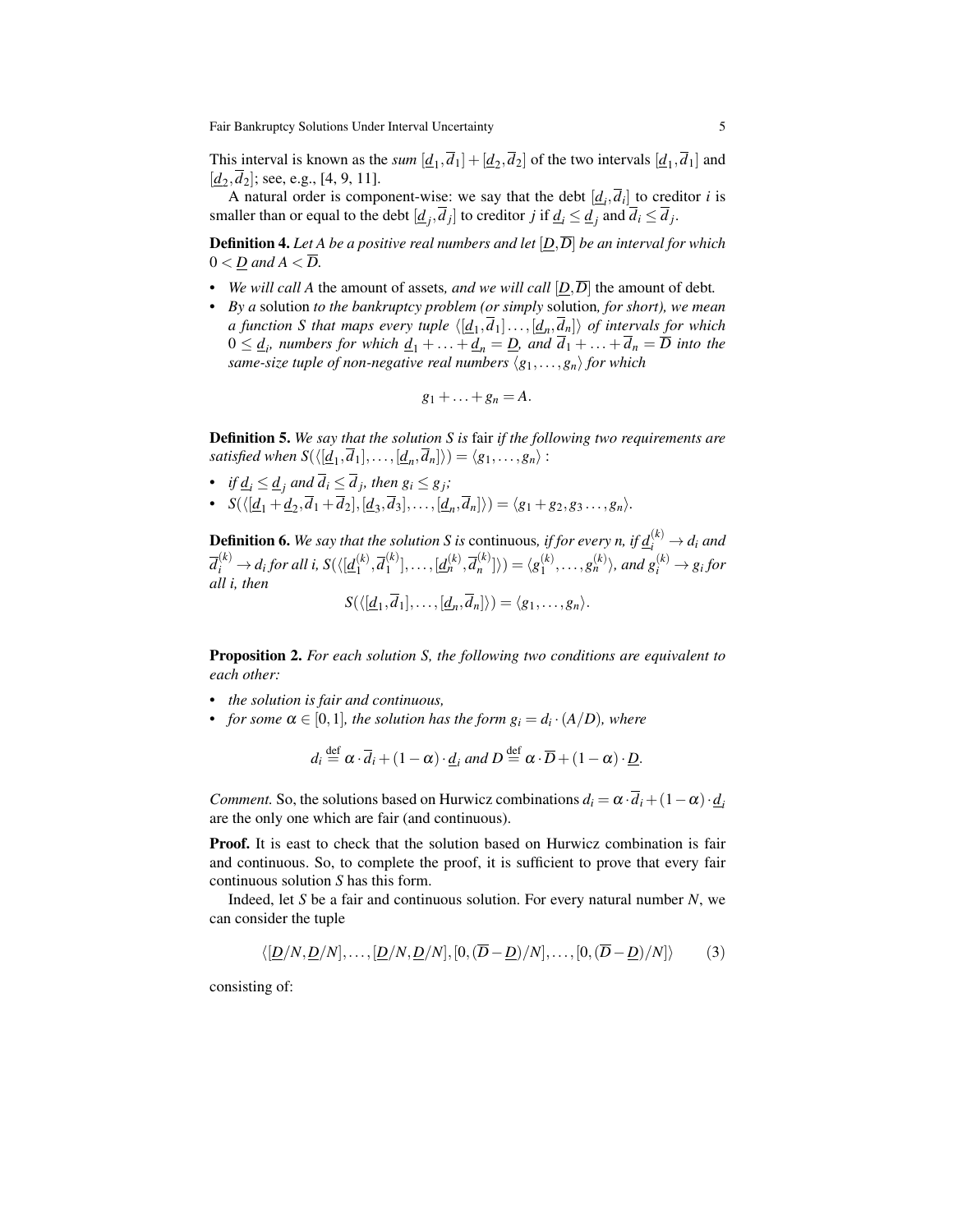This interval is known as the *sum* $[\underline{d}_1, \overline{d}_1] + [\underline{d}_2, \overline{d}_2]$ of the two intervals $[\underline{d}_1, \overline{d}_1]$ and $[\underline{d}_2, \overline{d}_2]$; see, e.g., [4, 9, 11].

A natural order is component-wise: we say that the debt $[\underline{d}_i, \overline{d}_i]$ to creditor $i$ is smaller than or equal to the debt $[\underline{d}_j, \overline{d}_j]$ to creditor $j$ if $\underline{d}_i \le \underline{d}_j$ and $\overline{d}_i \le \overline{d}_j$.

**Definition 4.** *Let $A$ be a positive real numbers and let $[\underline{D}, \overline{D}]$ be an interval for which $0 < \underline{D}$ and $A < \overline{D}$.*

- *We will call $A$* the amount of assets*, and we will call $[\underline{D}, \overline{D}]$* the amount of debt*.*
- *By a* solution *to the bankruptcy problem (or simply* solution*, for short), we mean a function $S$ that maps every tuple $\langle [\underline{d}_1, \overline{d}_1] \ldots, [\underline{d}_n, \overline{d}_n] \rangle$ of intervals for which $0 \le \underline{d}_i$, numbers for which $\underline{d}_1 + \ldots + \underline{d}_n = \underline{D}$, and $\overline{d}_1 + \ldots + \overline{d}_n = \overline{D}$ into the same-size tuple of non-negative real numbers $\langle g_1, \ldots, g_n \rangle$ for which*

$$g_1 + \ldots + g_n = A.$$

**Definition 5.** *We say that the solution $S$ is* fair *if the following two requirements are satisfied when $S(\langle [\underline{d}_1, \overline{d}_1], \ldots, [\underline{d}_n, \overline{d}_n] \rangle) = \langle g_1, \ldots, g_n \rangle$ :*

- *if $\underline{d}_i \le \underline{d}_j$ and $\overline{d}_i \le \overline{d}_j$, then $g_i \le g_j$;*
- *$S(\langle [\underline{d}_1 + \underline{d}_2, \overline{d}_1 + \overline{d}_2], [\underline{d}_3, \overline{d}_3], \ldots, [\underline{d}_n, \overline{d}_n] \rangle) = \langle g_1 + g_2, g_3 \ldots, g_n \rangle$.*

**Definition 6.** *We say that the solution $S$ is* continuous*, if for every $n$, if $\underline{d}_i^{(k)} \to d_i$ and $\overline{d}_i^{(k)} \to d_i$ for all $i$, $S(\langle [\underline{d}_1^{(k)}, \overline{d}_1^{(k)}], \ldots, [\underline{d}_n^{(k)}, \overline{d}_n^{(k)}] \rangle) = \langle g_1^{(k)}, \ldots, g_n^{(k)} \rangle$, and $g_i^{(k)} \to g_i$ for all $i$, then*

$$S(\langle [\underline{d}_1, \overline{d}_1], \ldots, [\underline{d}_n, \overline{d}_n] \rangle) = \langle g_1, \ldots, g_n \rangle.$$

**Proposition 2.** *For each solution $S$, the following two conditions are equivalent to each other:*

- *the solution is fair and continuous,*
- *for some $\alpha \in [0, 1]$, the solution has the form $g_i = d_i \cdot (A/D)$, where*

$$d_i \stackrel{\text{def}}{=} \alpha \cdot \overline{d}_i + (1 - \alpha) \cdot \underline{d}_i \text{ and } D \stackrel{\text{def}}{=} \alpha \cdot \overline{D} + (1 - \alpha) \cdot \underline{D}.$$

*Comment.* So, the solutions based on Hurwicz combinations $d_i = \alpha \cdot \overline{d}_i + (1 - \alpha) \cdot \underline{d}_i$ are the only one which are fair (and continuous).

**Proof.** It is east to check that the solution based on Hurwicz combination is fair and continuous. So, to complete the proof, it is sufficient to prove that every fair continuous solution $S$ has this form.

Indeed, let $S$ be a fair and continuous solution. For every natural number $N$, we can consider the tuple

$$\langle [\underline{D}/N, \underline{D}/N], \ldots, [\underline{D}/N, \underline{D}/N], [0, (\overline{D} - \underline{D})/N], \ldots, [0, (\overline{D} - \underline{D})/N] \rangle \qquad (3)$$

consisting of: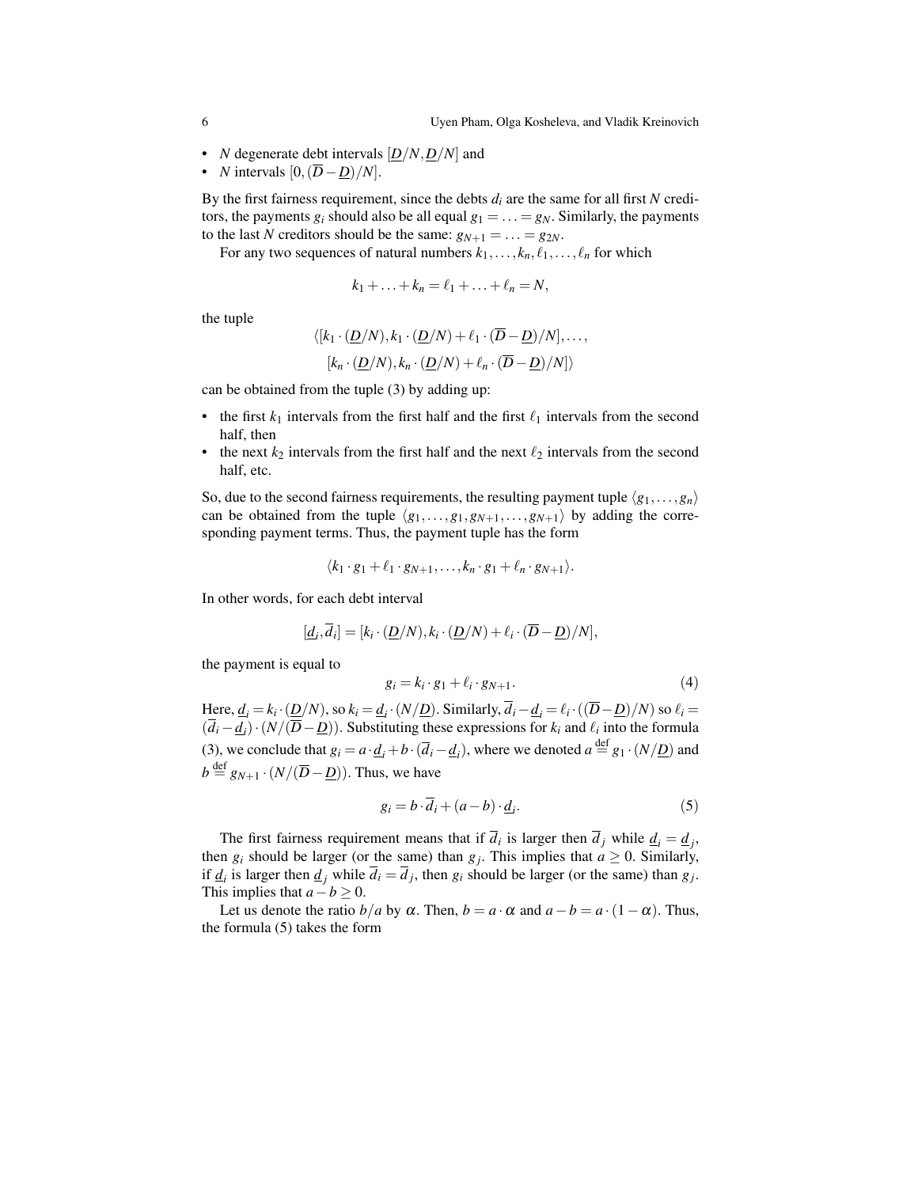- $N$ degenerate debt intervals $[\underline{D}/N, \underline{D}/N]$ and
- $N$ intervals $[0, (\overline{D} - \underline{D})/N]$.

By the first fairness requirement, since the debts $d_i$ are the same for all first $N$ creditors, the payments $g_i$ should also be all equal $g_1 = \ldots = g_N$. Similarly, the payments to the last $N$ creditors should be the same: $g_{N+1} = \ldots = g_{2N}$.

For any two sequences of natural numbers $k_1, \ldots, k_n, \ell_1, \ldots, \ell_n$ for which

$$k_1 + \ldots + k_n = \ell_1 + \ldots + \ell_n = N,$$

the tuple

$$\langle [k_1 \cdot (\underline{D}/N), k_1 \cdot (\underline{D}/N) + \ell_1 \cdot (\overline{D} - \underline{D})/N], \ldots,$$
$$[k_n \cdot (\underline{D}/N), k_n \cdot (\underline{D}/N) + \ell_n \cdot (\overline{D} - \underline{D})/N] \rangle$$

can be obtained from the tuple (3) by adding up:

- the first $k_1$ intervals from the first half and the first $\ell_1$ intervals from the second half, then
- the next $k_2$ intervals from the first half and the next $\ell_2$ intervals from the second half, etc.

So, due to the second fairness requirements, the resulting payment tuple $\langle g_1, \ldots, g_n \rangle$ can be obtained from the tuple $\langle g_1, \ldots, g_1, g_{N+1}, \ldots, g_{N+1} \rangle$ by adding the corresponding payment terms. Thus, the payment tuple has the form

$$\langle k_1 \cdot g_1 + \ell_1 \cdot g_{N+1}, \ldots, k_n \cdot g_1 + \ell_n \cdot g_{N+1} \rangle.$$

In other words, for each debt interval

$$[\underline{d}_i, \overline{d}_i] = [k_i \cdot (\underline{D}/N), k_i \cdot (\underline{D}/N) + \ell_i \cdot (\overline{D} - \underline{D})/N],$$

the payment is equal to

$$g_i = k_i \cdot g_1 + \ell_i \cdot g_{N+1}. \tag{4}$$

Here, $\underline{d}_i = k_i \cdot (\underline{D}/N)$, so $k_i = \underline{d}_i \cdot (N/\underline{D})$. Similarly, $\overline{d}_i - \underline{d}_i = \ell_i \cdot ((\overline{D} - \underline{D})/N)$ so $\ell_i = (\overline{d}_i - \underline{d}_i) \cdot (N/(\overline{D} - \underline{D}))$. Substituting these expressions for $k_i$ and $\ell_i$ into the formula (3), we conclude that $g_i = a \cdot \underline{d}_i + b \cdot (\overline{d}_i - \underline{d}_i)$, where we denoted $a \stackrel{\text{def}}{=} g_1 \cdot (N/\underline{D})$ and $b \stackrel{\text{def}}{=} g_{N+1} \cdot (N/(\overline{D} - \underline{D}))$. Thus, we have

$$g_i = b \cdot \overline{d}_i + (a - b) \cdot \underline{d}_i. \tag{5}$$

The first fairness requirement means that if $\overline{d}_i$ is larger then $\overline{d}_j$ while $\underline{d}_i = \underline{d}_j$, then $g_i$ should be larger (or the same) than $g_j$. This implies that $a \geq 0$. Similarly, if $\underline{d}_i$ is larger then $\underline{d}_j$ while $\overline{d}_i = \overline{d}_j$, then $g_i$ should be larger (or the same) than $g_j$. This implies that $a - b \geq 0$.

Let us denote the ratio $b/a$ by $\alpha$. Then, $b = a \cdot \alpha$ and $a - b = a \cdot (1 - \alpha)$. Thus, the formula (5) takes the form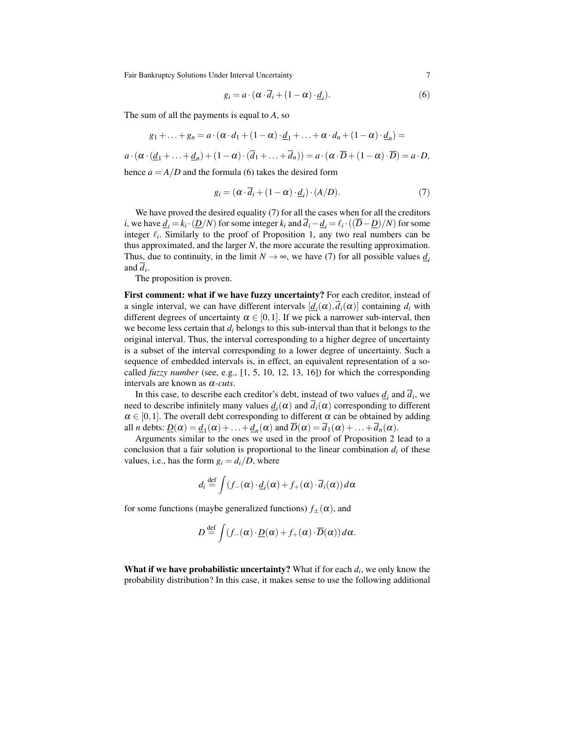$$g_i = a \cdot (\alpha \cdot \overline{d}_i + (1-\alpha) \cdot \underline{d}_i). \tag{6}$$

The sum of all the payments is equal to $A$, so

$$g_1 + \ldots + g_n = a \cdot (\alpha \cdot d_1 + (1-\alpha) \cdot \underline{d}_1 + \ldots + \alpha \cdot d_n + (1-\alpha) \cdot \underline{d}_n) =$$

$$a \cdot (\alpha \cdot (\underline{d}_1 + \ldots + \underline{d}_n) + (1-\alpha) \cdot (\overline{d}_1 + \ldots + \overline{d}_n)) = a \cdot (\alpha \cdot \overline{D} + (1-\alpha) \cdot \overline{D}) = a \cdot D,$$

hence $a = A/D$ and the formula (6) takes the desired form

$$g_i = (\alpha \cdot \overline{d}_i + (1-\alpha) \cdot \underline{d}_i) \cdot (A/D). \tag{7}$$

We have proved the desired equality (7) for all the cases when for all the creditors $i$, we have $\underline{d}_i = k_i \cdot (\underline{D}/N)$ for some integer $k_i$ and $\overline{d}_i - \underline{d}_i = \ell_i \cdot ((\overline{D} - \underline{D})/N)$ for some integer $\ell_i$. Similarly to the proof of Proposition 1, any two real numbers can be thus approximated, and the larger $N$, the more accurate the resulting approximation. Thus, due to continuity, in the limit $N \to \infty$, we have (7) for all possible values $\underline{d}_i$ and $\overline{d}_i$.

The proposition is proven.

**First comment: what if we have fuzzy uncertainty?** For each creditor, instead of a single interval, we can have different intervals $[\underline{d}_i(\alpha), \overline{d}_i(\alpha)]$ containing $d_i$ with different degrees of uncertainty $\alpha \in [0,1]$. If we pick a narrower sub-interval, then we become less certain that $d_i$ belongs to this sub-interval than that it belongs to the original interval. Thus, the interval corresponding to a higher degree of uncertainty is a subset of the interval corresponding to a lower degree of uncertainty. Such a sequence of embedded intervals is, in effect, an equivalent representation of a so-called *fuzzy number* (see, e.g., [1, 5, 10, 12, 13, 16]) for which the corresponding intervals are known as $\alpha$*-cuts*.

In this case, to describe each creditor's debt, instead of two values $\underline{d}_i$ and $\overline{d}_i$, we need to describe infinitely many values $\underline{d}_i(\alpha)$ and $\overline{d}_i(\alpha)$ corresponding to different $\alpha \in [0,1]$. The overall debt corresponding to different $\alpha$ can be obtained by adding all $n$ debts: $\underline{D}(\alpha) = \underline{d}_1(\alpha) + \ldots + \underline{d}_n(\alpha)$ and $\overline{D}(\alpha) = \overline{d}_1(\alpha) + \ldots + \overline{d}_n(\alpha)$.

Arguments similar to the ones we used in the proof of Proposition 2 lead to a conclusion that a fair solution is proportional to the linear combination $d_i$ of these values, i.e., has the form $g_i = d_i/D$, where

$$d_i \stackrel{\text{def}}{=} \int (f_-(\alpha) \cdot \underline{d}_i(\alpha) + f_+(\alpha) \cdot \overline{d}_i(\alpha))\, d\alpha$$

for some functions (maybe generalized functions) $f_\pm(\alpha)$, and

$$D \stackrel{\text{def}}{=} \int (f_-(\alpha) \cdot \underline{D}(\alpha) + f_+(\alpha) \cdot \overline{D}(\alpha))\, d\alpha.$$

**What if we have probabilistic uncertainty?** What if for each $d_i$, we only know the probability distribution? In this case, it makes sense to use the following additional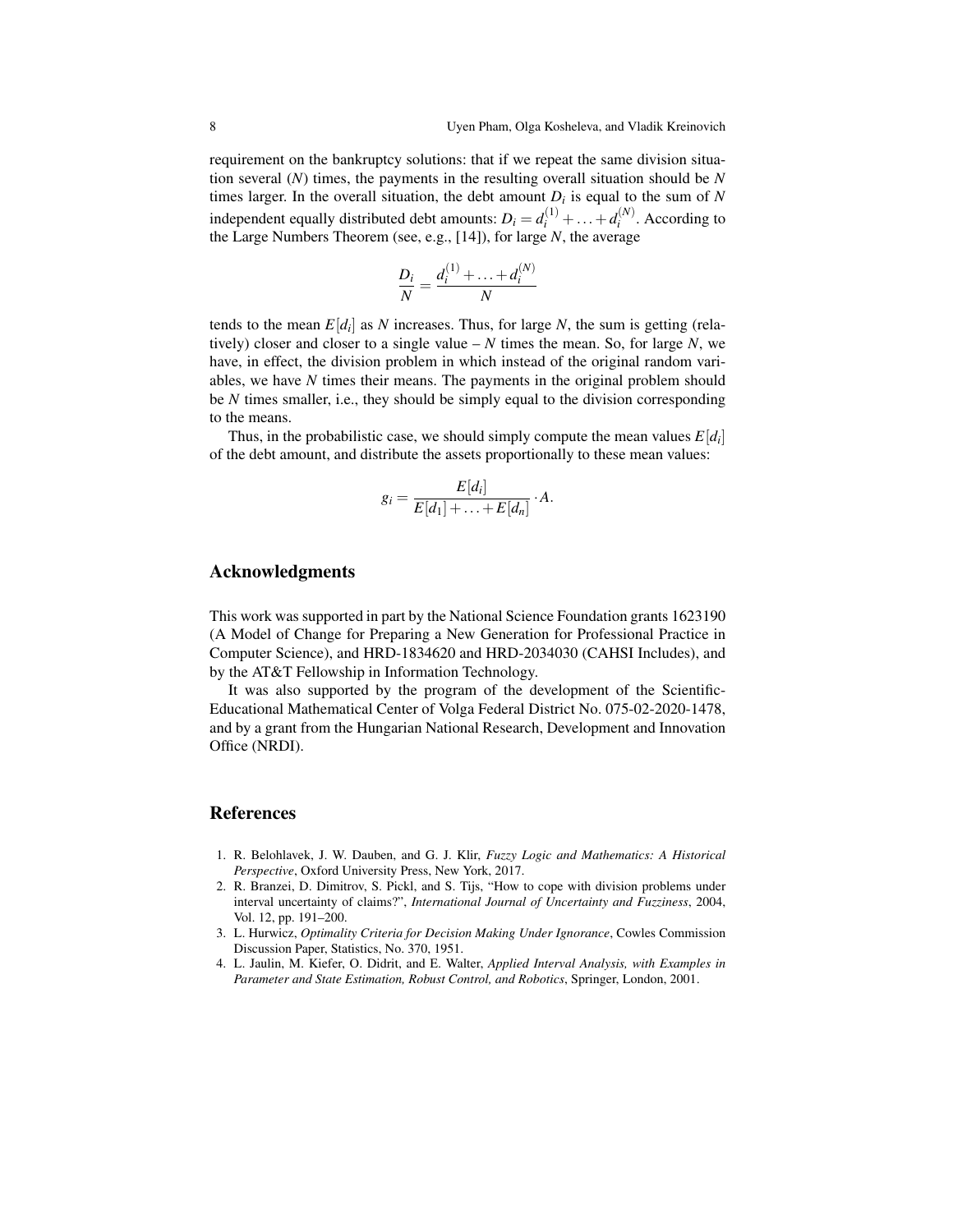requirement on the bankruptcy solutions: that if we repeat the same division situation several ($N$) times, the payments in the resulting overall situation should be $N$ times larger. In the overall situation, the debt amount $D_i$ is equal to the sum of $N$ independent equally distributed debt amounts: $D_i = d_i^{(1)} + \ldots + d_i^{(N)}$. According to the Large Numbers Theorem (see, e.g., [14]), for large $N$, the average

$$\frac{D_i}{N} = \frac{d_i^{(1)} + \ldots + d_i^{(N)}}{N}$$

tends to the mean $E[d_i]$ as $N$ increases. Thus, for large $N$, the sum is getting (relatively) closer and closer to a single value – $N$ times the mean. So, for large $N$, we have, in effect, the division problem in which instead of the original random variables, we have $N$ times their means. The payments in the original problem should be $N$ times smaller, i.e., they should be simply equal to the division corresponding to the means.

Thus, in the probabilistic case, we should simply compute the mean values $E[d_i]$ of the debt amount, and distribute the assets proportionally to these mean values:

$$g_i = \frac{E[d_i]}{E[d_1] + \ldots + E[d_n]} \cdot A.$$

## Acknowledgments

This work was supported in part by the National Science Foundation grants 1623190 (A Model of Change for Preparing a New Generation for Professional Practice in Computer Science), and HRD-1834620 and HRD-2034030 (CAHSI Includes), and by the AT&T Fellowship in Information Technology.

It was also supported by the program of the development of the Scientific-Educational Mathematical Center of Volga Federal District No. 075-02-2020-1478, and by a grant from the Hungarian National Research, Development and Innovation Office (NRDI).

## References

1. R. Belohlavek, J. W. Dauben, and G. J. Klir, *Fuzzy Logic and Mathematics: A Historical Perspective*, Oxford University Press, New York, 2017.
2. R. Branzei, D. Dimitrov, S. Pickl, and S. Tijs, "How to cope with division problems under interval uncertainty of claims?", *International Journal of Uncertainty and Fuzziness*, 2004, Vol. 12, pp. 191–200.
3. L. Hurwicz, *Optimality Criteria for Decision Making Under Ignorance*, Cowles Commission Discussion Paper, Statistics, No. 370, 1951.
4. L. Jaulin, M. Kiefer, O. Didrit, and E. Walter, *Applied Interval Analysis, with Examples in Parameter and State Estimation, Robust Control, and Robotics*, Springer, London, 2001.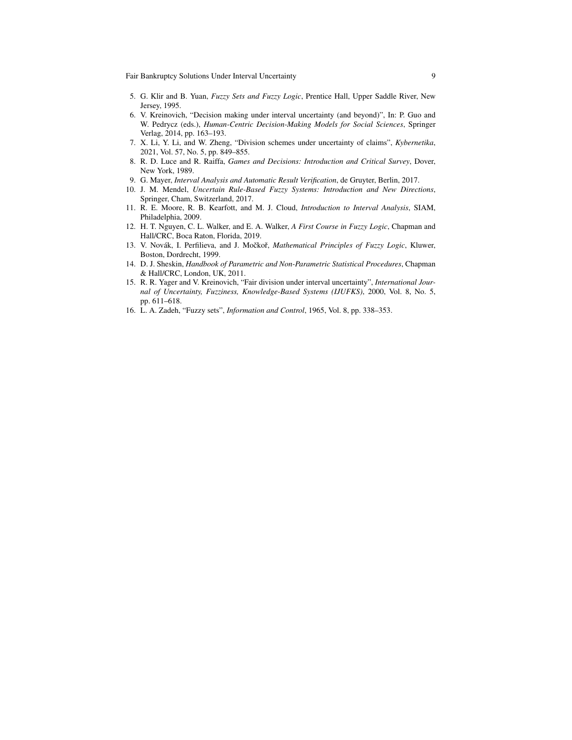5. G. Klir and B. Yuan, *Fuzzy Sets and Fuzzy Logic*, Prentice Hall, Upper Saddle River, New Jersey, 1995.
6. V. Kreinovich, "Decision making under interval uncertainty (and beyond)", In: P. Guo and W. Pedrycz (eds.), *Human-Centric Decision-Making Models for Social Sciences*, Springer Verlag, 2014, pp. 163–193.
7. X. Li, Y. Li, and W. Zheng, "Division schemes under uncertainty of claims", *Kybernetika*, 2021, Vol. 57, No. 5, pp. 849–855.
8. R. D. Luce and R. Raiffa, *Games and Decisions: Introduction and Critical Survey*, Dover, New York, 1989.
9. G. Mayer, *Interval Analysis and Automatic Result Verification*, de Gruyter, Berlin, 2017.
10. J. M. Mendel, *Uncertain Rule-Based Fuzzy Systems: Introduction and New Directions*, Springer, Cham, Switzerland, 2017.
11. R. E. Moore, R. B. Kearfott, and M. J. Cloud, *Introduction to Interval Analysis*, SIAM, Philadelphia, 2009.
12. H. T. Nguyen, C. L. Walker, and E. A. Walker, *A First Course in Fuzzy Logic*, Chapman and Hall/CRC, Boca Raton, Florida, 2019.
13. V. Novák, I. Perfilieva, and J. Močkoř, *Mathematical Principles of Fuzzy Logic*, Kluwer, Boston, Dordrecht, 1999.
14. D. J. Sheskin, *Handbook of Parametric and Non-Parametric Statistical Procedures*, Chapman & Hall/CRC, London, UK, 2011.
15. R. R. Yager and V. Kreinovich, "Fair division under interval uncertainty", *International Journal of Uncertainty, Fuzziness, Knowledge-Based Systems (IJUFKS)*, 2000, Vol. 8, No. 5, pp. 611–618.
16. L. A. Zadeh, "Fuzzy sets", *Information and Control*, 1965, Vol. 8, pp. 338–353.